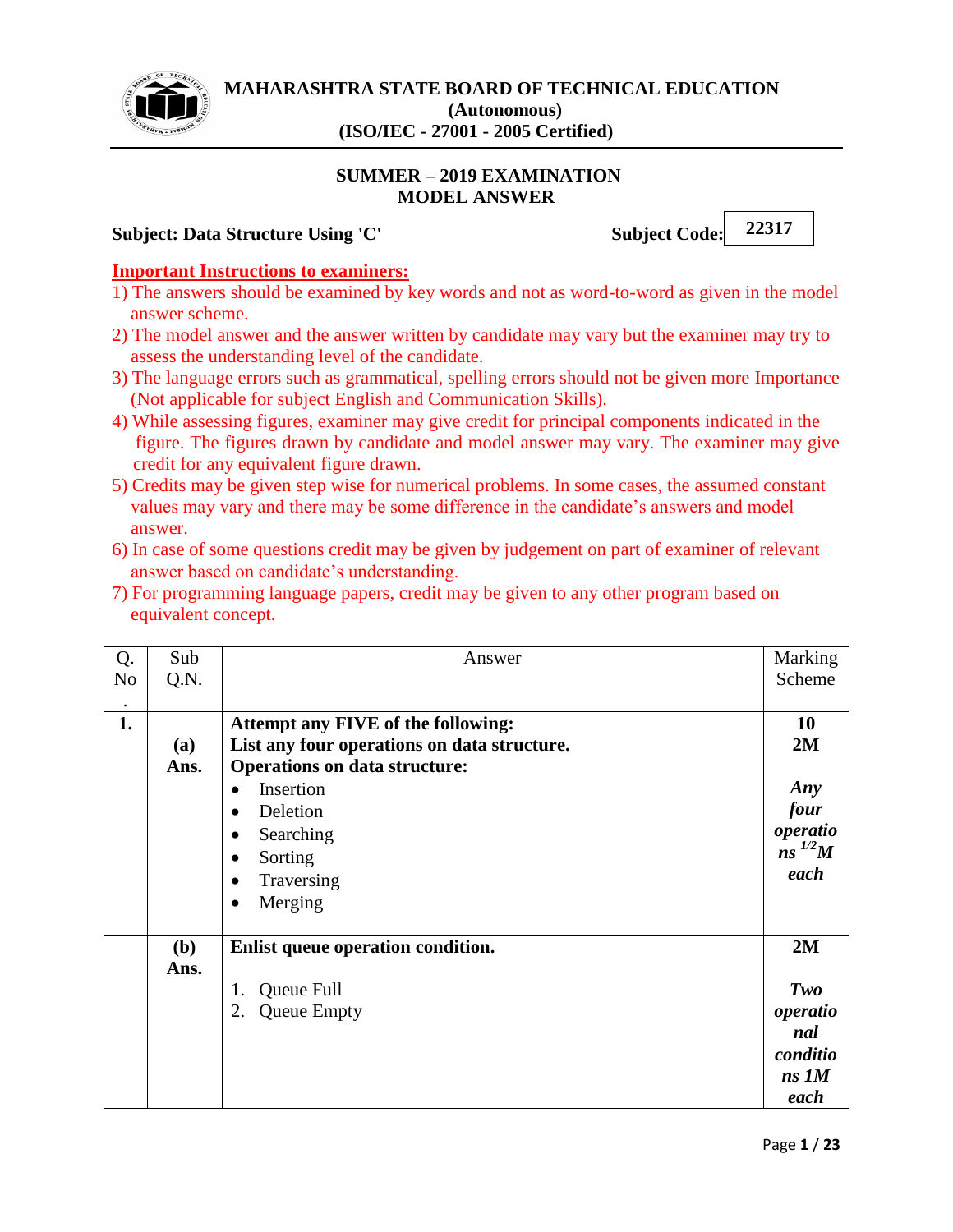# MAHARASHTRA STATE BOARD OF TECHNICAL EDUCATION
**(Autonomous)**
**(ISO/IEC - 27001 - 2005 Certified)**

## SUMMER – 2019 EXAMINATION
## MODEL ANSWER

**Subject: Data Structure Using 'C'** **Subject Code: 22317**

**Important Instructions to examiners:**

1) The answers should be examined by key words and not as word-to-word as given in the model answer scheme.
2) The model answer and the answer written by candidate may vary but the examiner may try to assess the understanding level of the candidate.
3) The language errors such as grammatical, spelling errors should not be given more Importance (Not applicable for subject English and Communication Skills).
4) While assessing figures, examiner may give credit for principal components indicated in the figure. The figures drawn by candidate and model answer may vary. The examiner may give credit for any equivalent figure drawn.
5) Credits may be given step wise for numerical problems. In some cases, the assumed constant values may vary and there may be some difference in the candidate's answers and model answer.
6) In case of some questions credit may be given by judgement on part of examiner of relevant answer based on candidate's understanding.
7) For programming language papers, credit may be given to any other program based on equivalent concept.

| Q. No. | Sub Q.N. | Answer | Marking Scheme |
|---|---|---|---|
| **1.** | | **Attempt any FIVE of the following:** | **10** |
| | **(a)** | **List any four operations on data structure.** | **2M** |
| | **Ans.** | **Operations on data structure:**<br>• Insertion<br>• Deletion<br>• Searching<br>• Sorting<br>• Traversing<br>• Merging | ***Any four operations ½M each*** |
| | **(b)** | **Enlist queue operation condition.** | **2M** |
| | **Ans.** | 1. Queue Full<br>2. Queue Empty | ***Two operational conditions 1M each*** |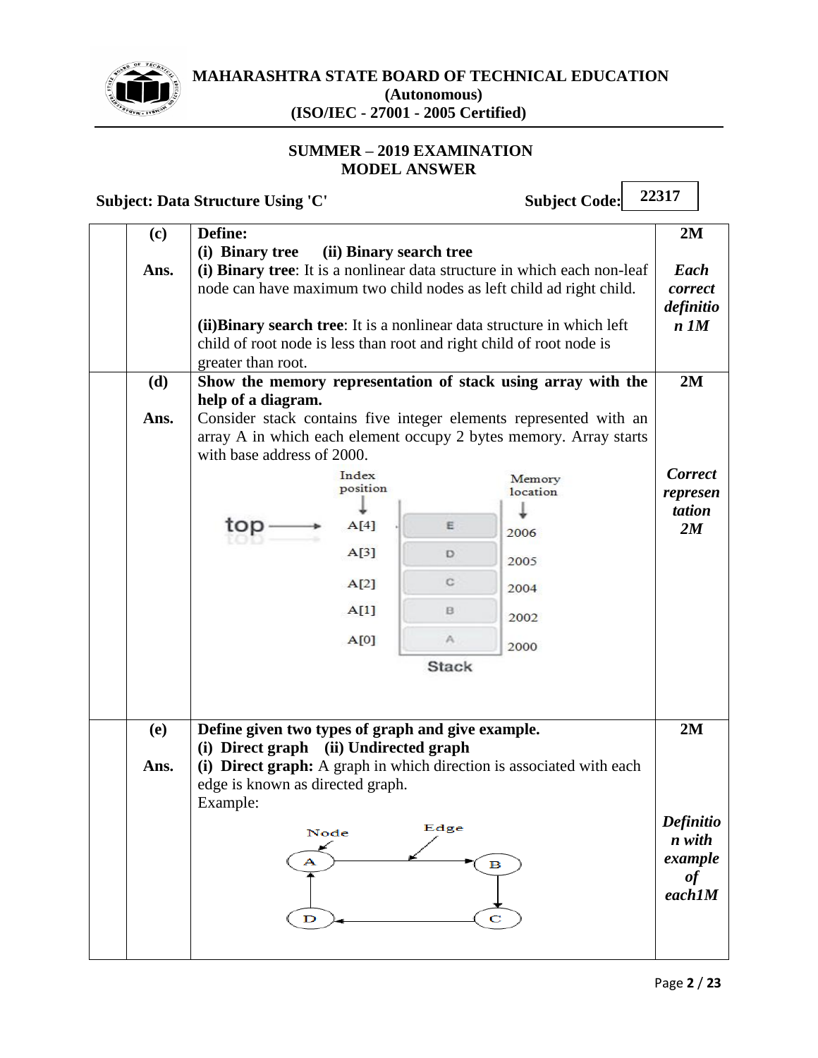**MAHARASHTRA STATE BOARD OF TECHNICAL EDUCATION**
**(Autonomous)**
**(ISO/IEC - 27001 - 2005 Certified)**

**SUMMER – 2019 EXAMINATION**
**MODEL ANSWER**

**Subject: Data Structure Using 'C'** **Subject Code: 22317**

| | | | |
|---|---|---|---|
| | **(c)** | **Define:** **(i) Binary tree (ii) Binary search tree** | **2M** |
| | **Ans.** | **(i) Binary tree**: It is a nonlinear data structure in which each non-leaf node can have maximum two child nodes as left child ad right child.<br><br>**(ii)Binary search tree**: It is a nonlinear data structure in which left child of root node is less than root and right child of root node is greater than root. | ***Each correct definition 1M*** |
| | **(d)** | **Show the memory representation of stack using array with the help of a diagram.** | **2M** |
| | **Ans.** | Consider stack contains five integer elements represented with an array A in which each element occupy 2 bytes memory. Array starts with base address of 2000.<br><br>Index position / Memory location<br>top → A[4] E 2006<br>A[3] D 2005<br>A[2] C 2004<br>A[1] B 2002<br>A[0] A 2000<br>Stack | ***Correct representation 2M*** |
| | **(e)** | **Define given two types of graph and give example.** **(i) Direct graph (ii) Undirected graph** | **2M** |
| | **Ans.** | **(i) Direct graph:** A graph in which direction is associated with each edge is known as directed graph.<br>Example:<br>(Node, Edge: A → B, B → C, C → D, D → A) | ***Definition with example of each1M*** |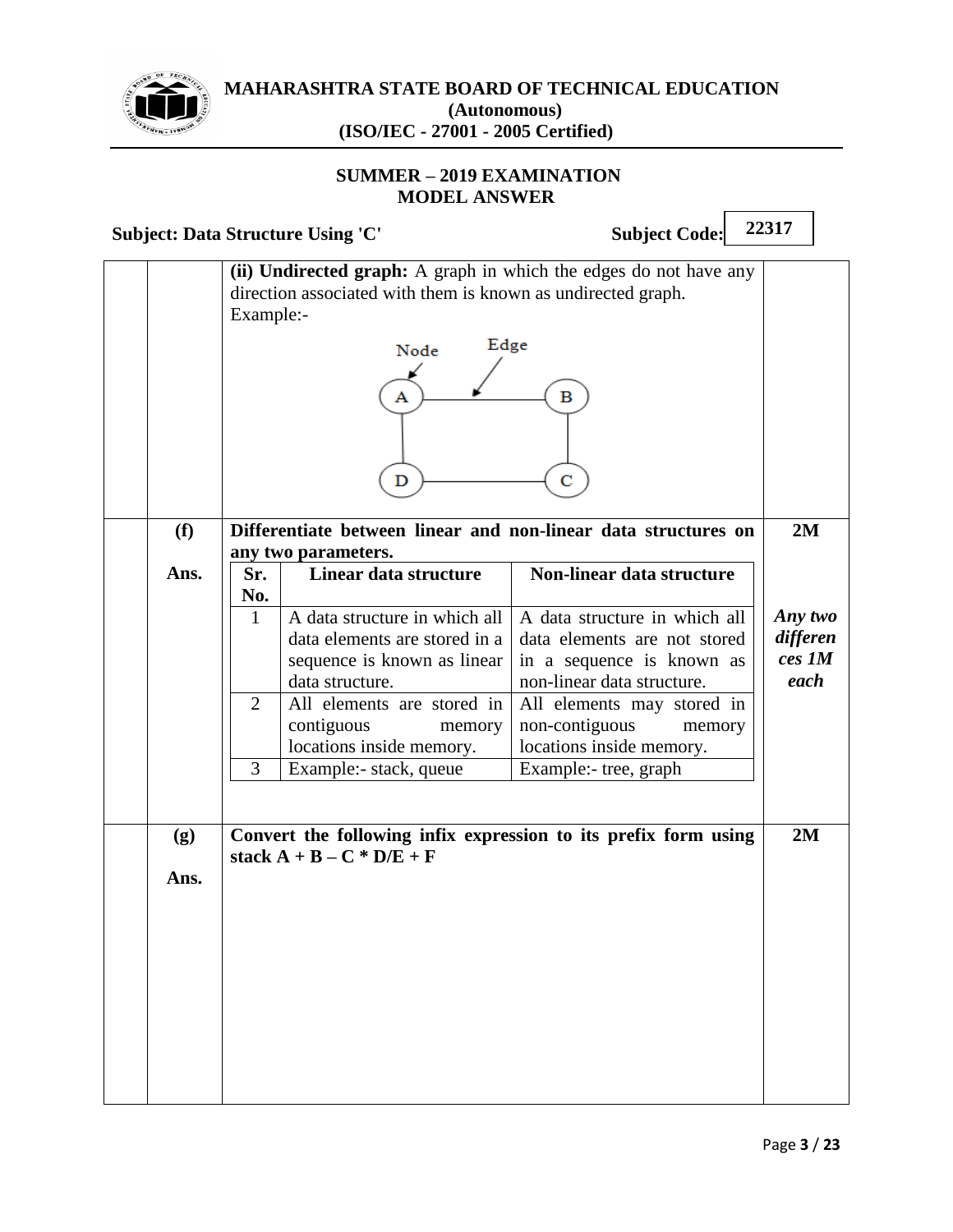**(ii) Undirected graph:** A graph in which the edges do not have any direction associated with them is known as undirected graph.

Example:-

**(f)** **Differentiate between linear and non-linear data structures on any two parameters.** **2M**

**Ans.**

| Sr. No. | Linear data structure | Non-linear data structure |
|---|---|---|
| 1 | A data structure in which all data elements are stored in a sequence is known as linear data structure. | A data structure in which all data elements are not stored in a sequence is known as non-linear data structure. |
| 2 | All elements are stored in contiguous memory locations inside memory. | All elements may stored in non-contiguous memory locations inside memory. |
| 3 | Example:- stack, queue | Example:- tree, graph |

*Any two differences 1M each*

**(g)** **Convert the following infix expression to its prefix form using stack A + B – C * D/E + F** **2M**

**Ans.**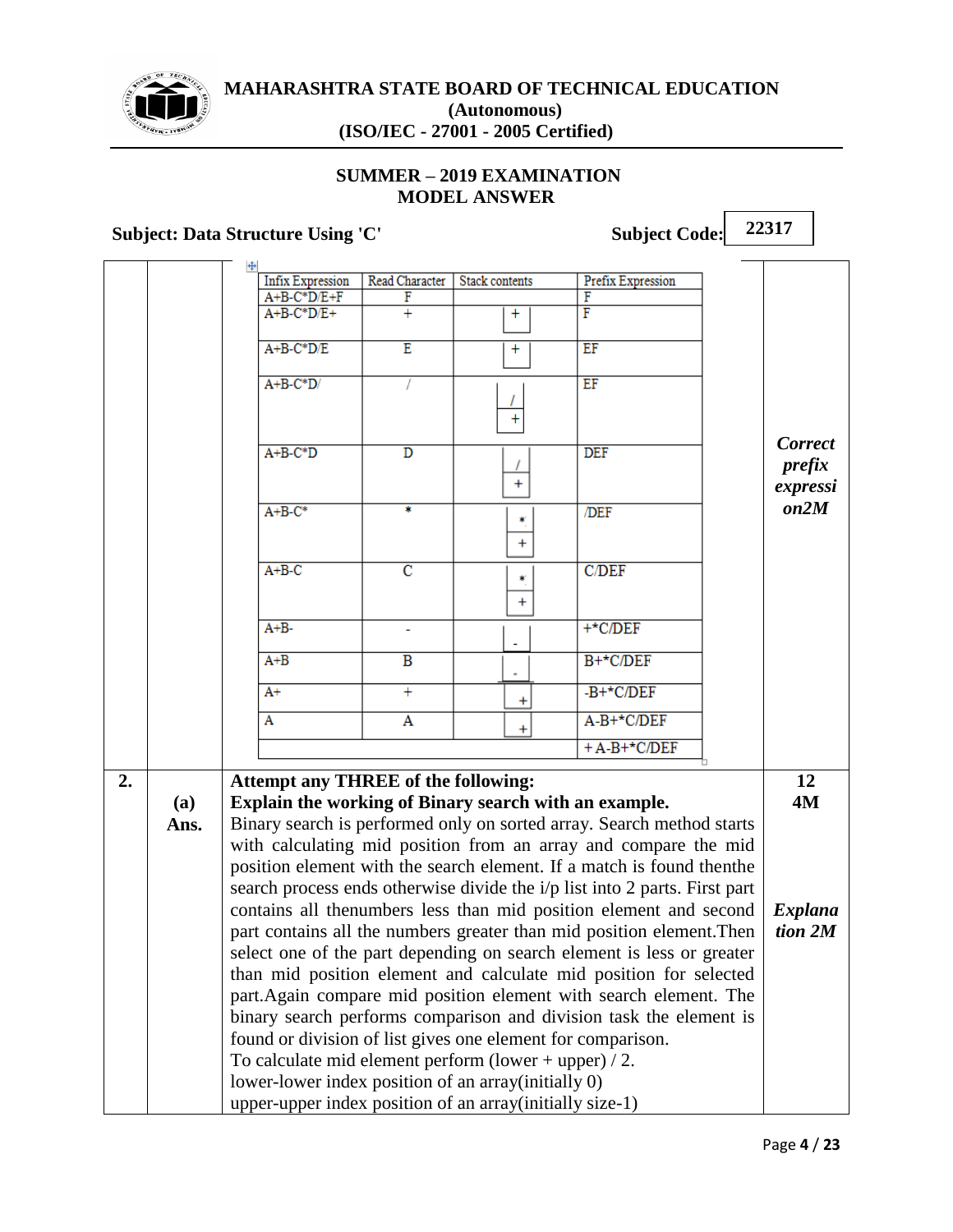| Infix Expression | Read Character | Stack contents | Prefix Expression |
|---|---|---|---|
| A+B-C*D/E+F | F | | F |
| A+B-C*D/E+ | + | + | F |
| A+B-C*D/E | E | + | EF |
| A+B-C*D/ | / | / + | EF |
| A+B-C*D | D | / + | DEF |
| A+B-C* | * | * + | /DEF |
| A+B-C | C | * + | C/DEF |
| A+B- | - | - | +*C/DEF |
| A+B | B | - | B+*C/DEF |
| A+ | + | + | -B+*C/DEF |
| A | A | + | A-B+*C/DEF |
| | | | +A-B+*C/DEF |

*Correct prefix expression 2M*

**2. Attempt any THREE of the following:** **12**

**(a) Explain the working of Binary search with an example.** **4M**

**Ans.**

Binary search is performed only on sorted array. Search method starts with calculating mid position from an array and compare the mid position element with the search element. If a match is found thenthe search process ends otherwise divide the i/p list into 2 parts. First part contains all thenumbers less than mid position element and second part contains all the numbers greater than mid position element.Then select one of the part depending on search element is less or greater than mid position element and calculate mid position for selected part.Again compare mid position element with search element. The binary search performs comparison and division task the element is found or division of list gives one element for comparison.

*Explanation 2M*

To calculate mid element perform (lower + upper) / 2.

lower-lower index position of an array(initially 0)

upper-upper index position of an array(initially size-1)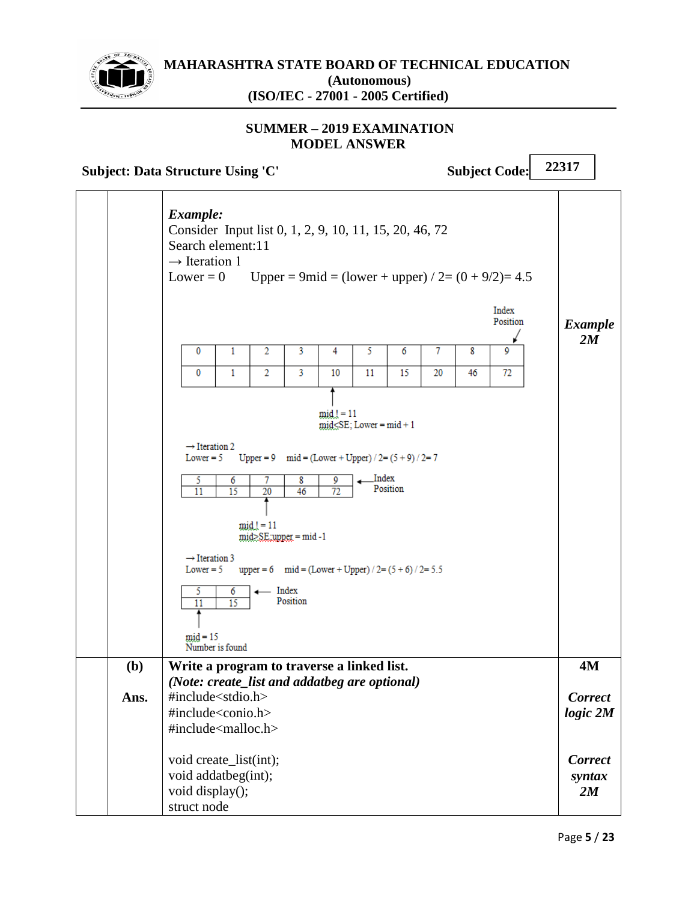*Example:*

Consider Input list 0, 1, 2, 9, 10, 11, 15, 20, 46, 72

Search element:11

→ Iteration 1

Lower = 0 Upper = 9mid = (lower + upper) / 2= (0 + 9/2)= 4.5

*Example 2M*

Index Position

| 0 | 1 | 2 | 3 | 4 | 5 | 6 | 7 | 8 | 9 |
|---|---|---|---|---|---|---|---|---|---|
| 0 | 1 | 2 | 3 | 10 | 11 | 15 | 20 | 46 | 72 |

mid ! = 11
mid<SE; Lower = mid + 1

→ Iteration 2

Lower = 5 Upper = 9 mid = (Lower + Upper) / 2= (5 + 9) / 2= 7

| 5 | 6 | 7 | 8 | 9 |
|---|---|---|---|---|
| 11 | 15 | 20 | 46 | 72 |

← Index Position

mid ! = 11
mid>SE;upper = mid -1

→ Iteration 3

Lower = 5 upper = 6 mid = (Lower + Upper) / 2= (5 + 6) / 2= 5.5

| 5 | 6 |
|---|---|
| 11 | 15 |

← Index Position

mid = 15
Number is found

**(b) Write a program to traverse a linked list.** **4M**

***(Note: create_list and addatbeg are optional)***

**Ans.**

*Correct logic 2M*

*Correct syntax 2M*

```
#include<stdio.h>
#include<conio.h>
#include<malloc.h>

void create_list(int);
void addatbeg(int);
void display();
struct node
```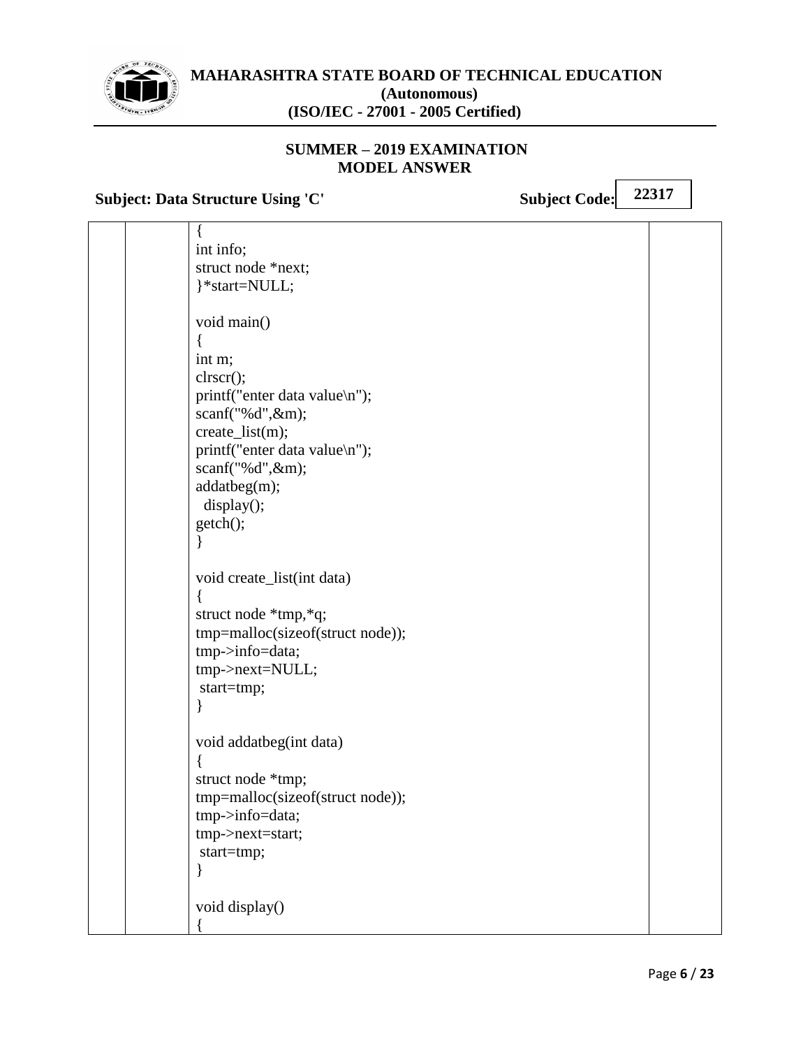```
{
int info;
struct node *next;
}*start=NULL;

void main()
{
int m;
clrscr();
printf("enter data value\n");
scanf("%d",&m);
create_list(m);
printf("enter data value\n");
scanf("%d",&m);
addatbeg(m);
  display();
getch();
}

void create_list(int data)
{
struct node *tmp,*q;
tmp=malloc(sizeof(struct node));
tmp->info=data;
tmp->next=NULL;
 start=tmp;
}

void addatbeg(int data)
{
struct node *tmp;
tmp=malloc(sizeof(struct node));
tmp->info=data;
tmp->next=start;
 start=tmp;
}

void display()
{
```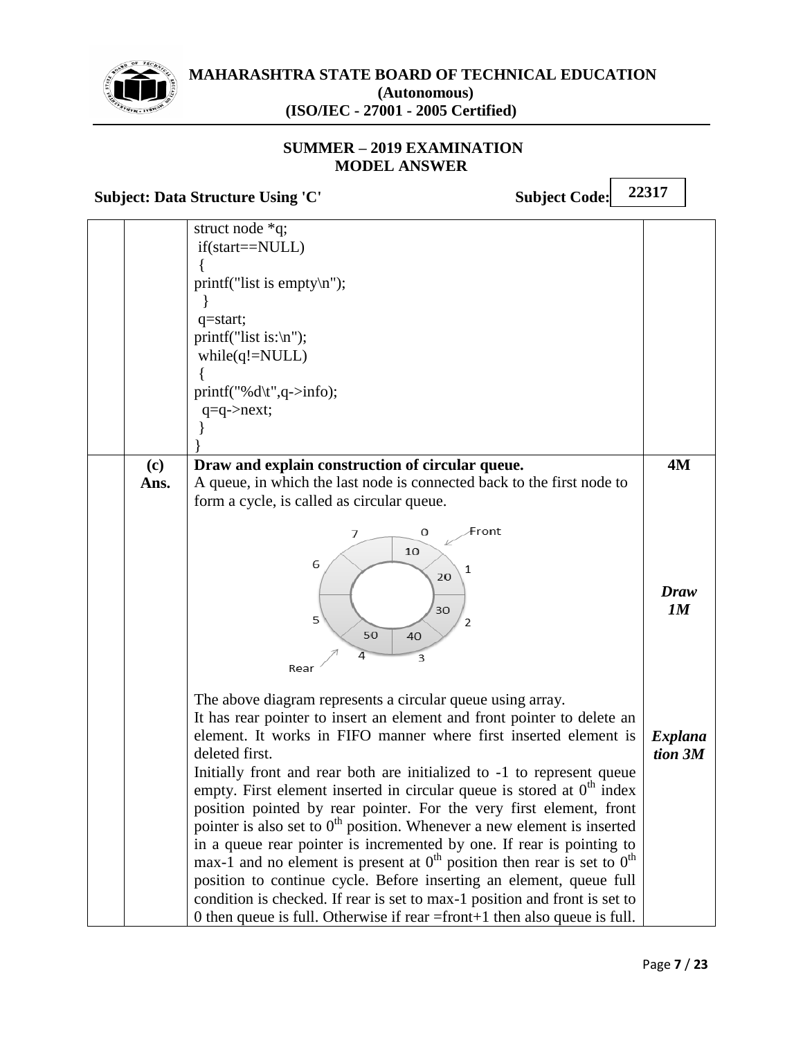```
struct node *q;
 if(start==NULL)
 {
printf("list is empty\n");
  }
 q=start;
printf("list is:\n");
 while(q!=NULL)
 {
printf("%d\t",q->info);
  q=q->next;
 }
}
```

**(c) Draw and explain construction of circular queue.** **4M**

**Ans.** A queue, in which the last node is connected back to the first node to form a cycle, is called as circular queue.

*Draw 1M*

The above diagram represents a circular queue using array.

It has rear pointer to insert an element and front pointer to delete an element. It works in FIFO manner where first inserted element is deleted first.

*Explanation 3M*

Initially front and rear both are initialized to -1 to represent queue empty. First element inserted in circular queue is stored at $0^{th}$ index position pointed by rear pointer. For the very first element, front pointer is also set to $0^{th}$ position. Whenever a new element is inserted in a queue rear pointer is incremented by one. If rear is pointing to max-1 and no element is present at $0^{th}$ position then rear is set to $0^{th}$ position to continue cycle. Before inserting an element, queue full condition is checked. If rear is set to max-1 position and front is set to 0 then queue is full. Otherwise if rear =front+1 then also queue is full.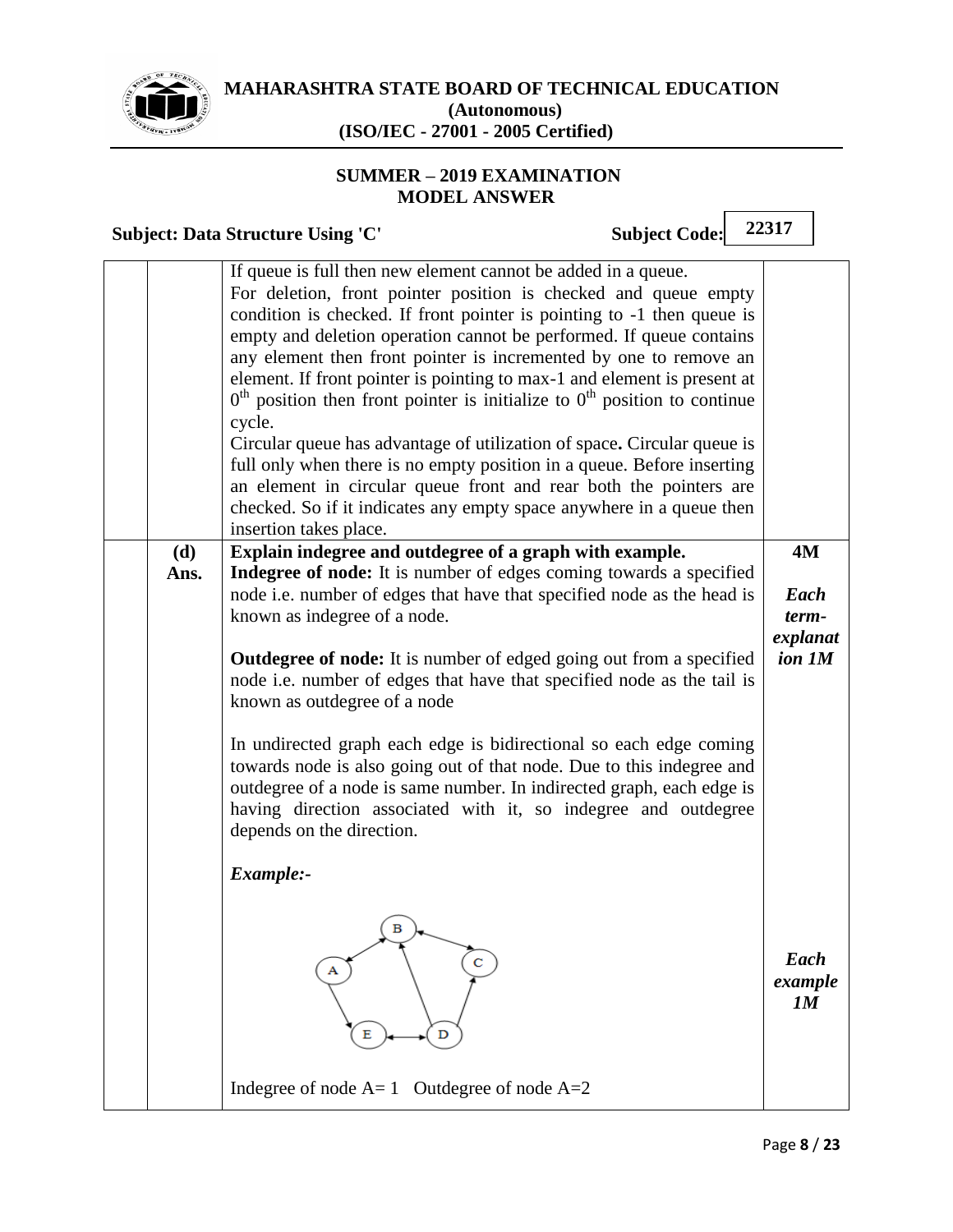# MAHARASHTRA STATE BOARD OF TECHNICAL EDUCATION
**(Autonomous)**
**(ISO/IEC - 27001 - 2005 Certified)**

**SUMMER – 2019 EXAMINATION**
**MODEL ANSWER**

**Subject: Data Structure Using 'C'** **Subject Code: 22317**

| | | | |
|---|---|---|---|
| | | If queue is full then new element cannot be added in a queue. For deletion, front pointer position is checked and queue empty condition is checked. If front pointer is pointing to -1 then queue is empty and deletion operation cannot be performed. If queue contains any element then front pointer is incremented by one to remove an element. If front pointer is pointing to max-1 and element is present at $0^{th}$ position then front pointer is initialize to $0^{th}$ position to continue cycle. Circular queue has advantage of utilization of space**.** Circular queue is full only when there is no empty position in a queue. Before inserting an element in circular queue front and rear both the pointers are checked. So if it indicates any empty space anywhere in a queue then insertion takes place. | |
| | **(d)** **Ans.** | **Explain indegree and outdegree of a graph with example.** **Indegree of node:** It is number of edges coming towards a specified node i.e. number of edges that have that specified node as the head is known as indegree of a node. **Outdegree of node:** It is number of edged going out from a specified node i.e. number of edges that have that specified node as the tail is known as outdegree of a node In undirected graph each edge is bidirectional so each edge coming towards node is also going out of that node. Due to this indegree and outdegree of a node is same number. In indirected graph, each edge is having direction associated with it, so indegree and outdegree depends on the direction. ***Example:-*** Indegree of node A= 1 Outdegree of node A=2 | **4M** ***Each term-explanation 1M*** ***Each example 1M*** |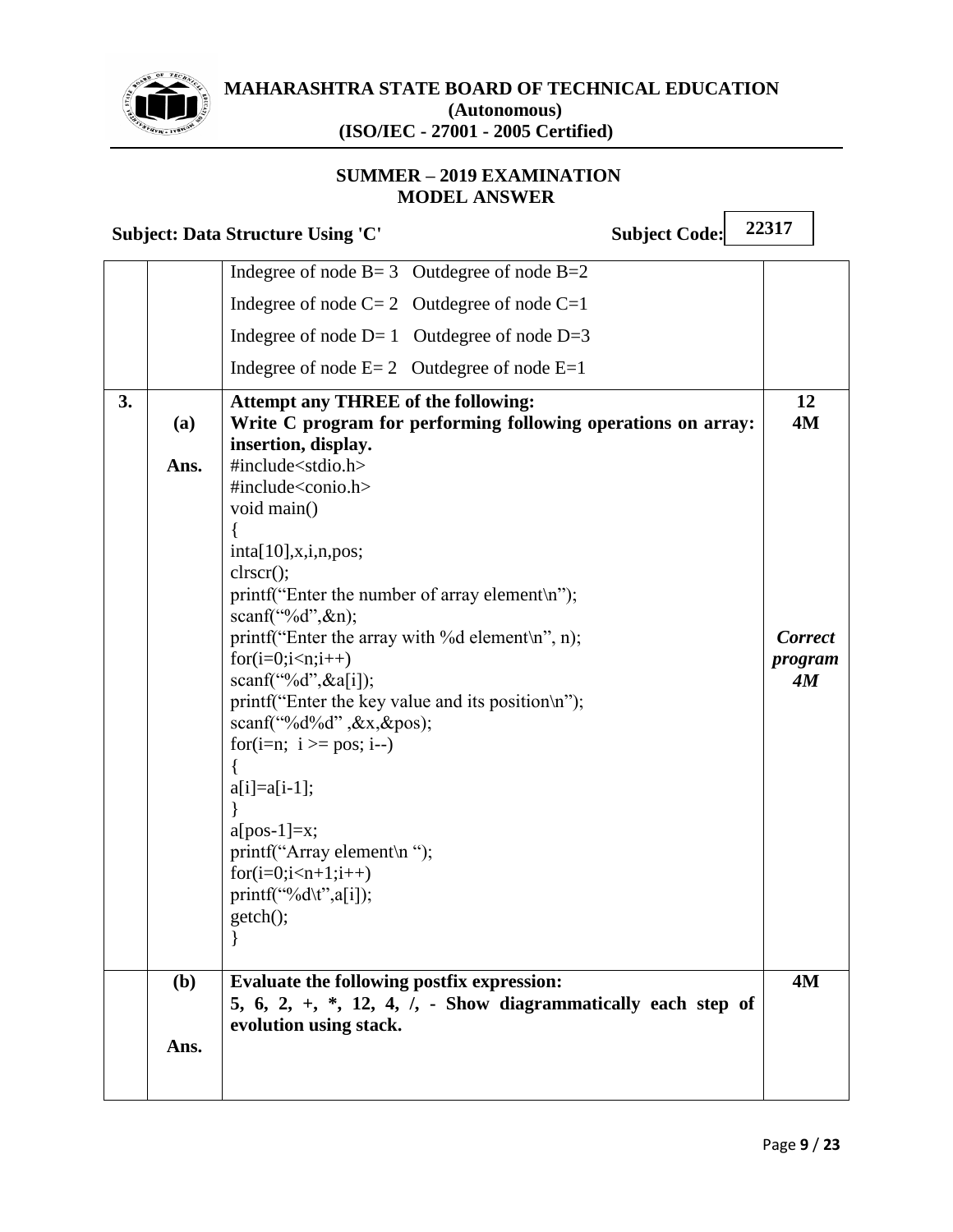| | | | |
|---|---|---|---|
| | | Indegree of node B= 3 Outdegree of node B=2<br>Indegree of node C= 2 Outdegree of node C=1<br>Indegree of node D= 1 Outdegree of node D=3<br>Indegree of node E= 2 Outdegree of node E=1 | |
| **3.** | | **Attempt any THREE of the following:** | **12** |
| | **(a)** | **Write C program for performing following operations on array: insertion, display.** | **4M** |
| | **Ans.** | #include<stdio.h><br>#include<conio.h><br>void main()<br>{<br>inta[10],x,i,n,pos;<br>clrscr();<br>printf("Enter the number of array element\n");<br>scanf("%d",&n);<br>printf("Enter the array with %d element\n", n);<br>for(i=0;i<n;i++)<br>scanf("%d",&a[i]);<br>printf("Enter the key value and its position\n");<br>scanf("%d%d" ,&x,&pos);<br>for(i=n; i >= pos; i--)<br>{<br>a[i]=a[i-1];<br>}<br>a[pos-1]=x;<br>printf("Array element\n ");<br>for(i=0;i<n+1;i++)<br>printf("%d\t",a[i]);<br>getch();<br>} | ***Correct program 4M*** |
| | **(b)** | **Evaluate the following postfix expression:**<br>**5, 6, 2, +, *, 12, 4, /, - Show diagrammatically each step of evolution using stack.** | **4M** |
| | **Ans.** | | |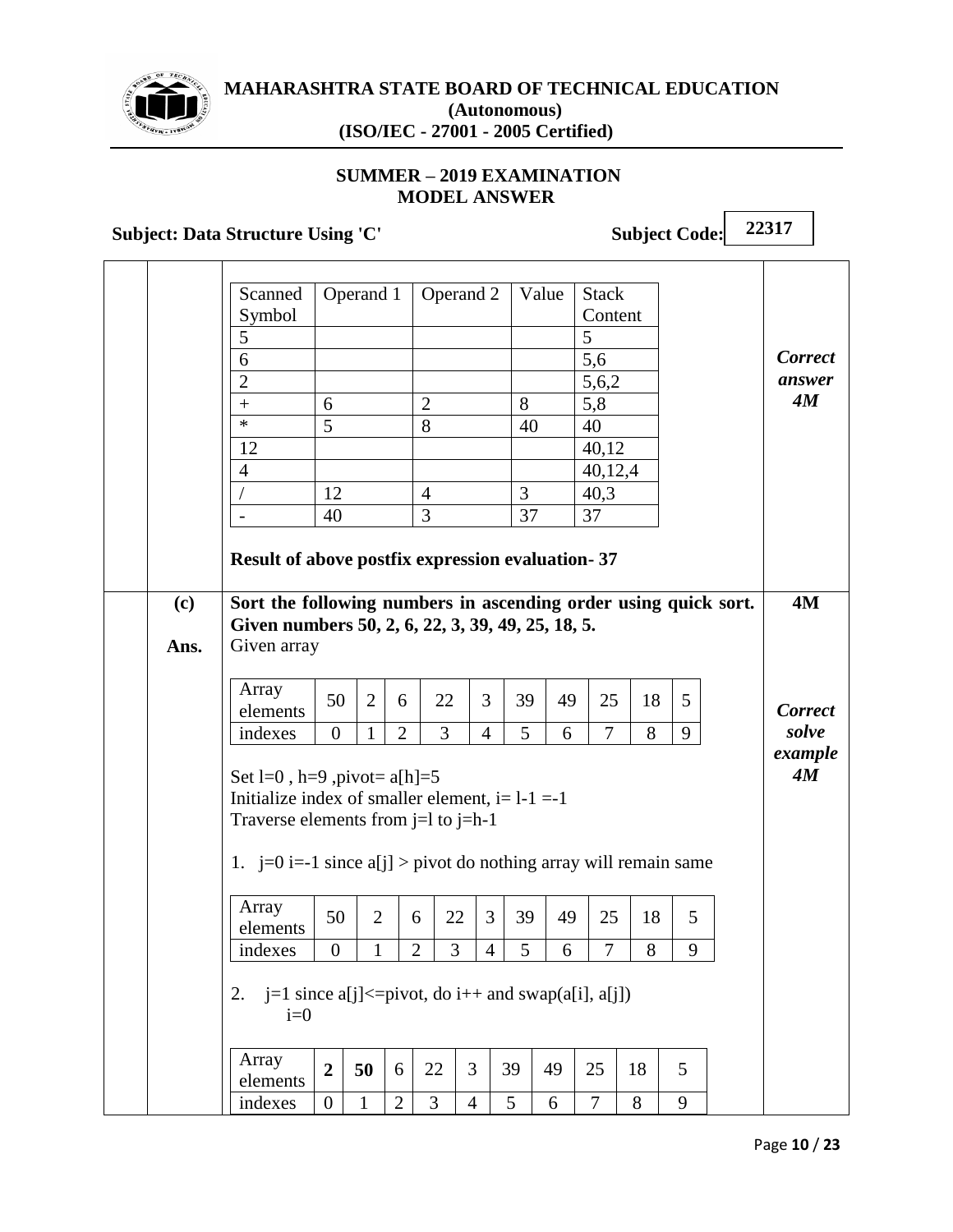| Scanned Symbol | Operand 1 | Operand 2 | Value | Stack Content |
|---|---|---|---|---|
| 5 | | | | 5 |
| 6 | | | | 5,6 |
| 2 | | | | 5,6,2 |
| + | 6 | 2 | 8 | 5,8 |
| * | 5 | 8 | 40 | 40 |
| 12 | | | | 40,12 |
| 4 | | | | 40,12,4 |
| / | 12 | 4 | 3 | 40,3 |
| - | 40 | 3 | 37 | 37 |

**Result of above postfix expression evaluation- 37**

*Correct answer 4M*

**(c) Sort the following numbers in ascending order using quick sort. Given numbers 50, 2, 6, 22, 3, 39, 49, 25, 18, 5.** **4M**

**Ans.** Given array

| Array elements | 50 | 2 | 6 | 22 | 3 | 39 | 49 | 25 | 18 | 5 |
|---|---|---|---|---|---|---|---|---|---|---|
| indexes | 0 | 1 | 2 | 3 | 4 | 5 | 6 | 7 | 8 | 9 |

*Correct solve example 4M*

Set l=0 , h=9 ,pivot= a[h]=5
Initialize index of smaller element, i= l-1 =-1
Traverse elements from j=l to j=h-1

1. j=0 i=-1 since a[j] > pivot do nothing array will remain same

| Array elements | 50 | 2 | 6 | 22 | 3 | 39 | 49 | 25 | 18 | 5 |
|---|---|---|---|---|---|---|---|---|---|---|
| indexes | 0 | 1 | 2 | 3 | 4 | 5 | 6 | 7 | 8 | 9 |

2. j=1 since a[j]<=pivot, do i++ and swap(a[i], a[j])
   i=0

| Array elements | **2** | **50** | 6 | 22 | 3 | 39 | 49 | 25 | 18 | 5 |
|---|---|---|---|---|---|---|---|---|---|---|
| indexes | 0 | 1 | 2 | 3 | 4 | 5 | 6 | 7 | 8 | 9 |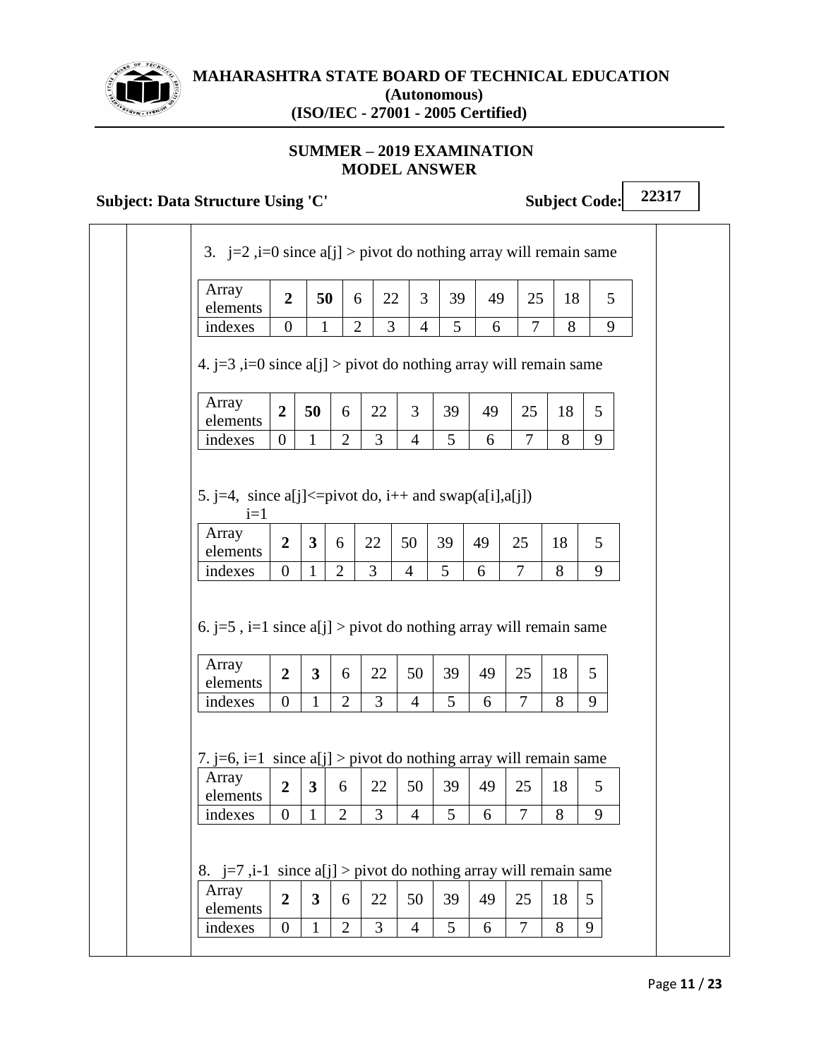3. j=2 ,i=0 since a[j] > pivot do nothing array will remain same

| Array elements | **2** | **50** | 6 | 22 | 3 | 39 | 49 | 25 | 18 | 5 |
|---|---|---|---|---|---|---|---|---|---|---|
| indexes | 0 | 1 | 2 | 3 | 4 | 5 | 6 | 7 | 8 | 9 |

4. j=3 ,i=0 since a[j] > pivot do nothing array will remain same

| Array elements | **2** | **50** | 6 | 22 | 3 | 39 | 49 | 25 | 18 | 5 |
|---|---|---|---|---|---|---|---|---|---|---|
| indexes | 0 | 1 | 2 | 3 | 4 | 5 | 6 | 7 | 8 | 9 |

5. j=4, since a[j]<=pivot do, i++ and swap(a[i],a[j])
i=1

| Array elements | **2** | **3** | 6 | 22 | 50 | 39 | 49 | 25 | 18 | 5 |
|---|---|---|---|---|---|---|---|---|---|---|
| indexes | 0 | 1 | 2 | 3 | 4 | 5 | 6 | 7 | 8 | 9 |

6. j=5 , i=1 since a[j] > pivot do nothing array will remain same

| Array elements | **2** | **3** | 6 | 22 | 50 | 39 | 49 | 25 | 18 | 5 |
|---|---|---|---|---|---|---|---|---|---|---|
| indexes | 0 | 1 | 2 | 3 | 4 | 5 | 6 | 7 | 8 | 9 |

7. j=6, i=1 since a[j] > pivot do nothing array will remain same

| Array elements | **2** | **3** | 6 | 22 | 50 | 39 | 49 | 25 | 18 | 5 |
|---|---|---|---|---|---|---|---|---|---|---|
| indexes | 0 | 1 | 2 | 3 | 4 | 5 | 6 | 7 | 8 | 9 |

8. j=7 ,i-1 since a[j] > pivot do nothing array will remain same

| Array elements | **2** | **3** | 6 | 22 | 50 | 39 | 49 | 25 | 18 | 5 |
|---|---|---|---|---|---|---|---|---|---|---|
| indexes | 0 | 1 | 2 | 3 | 4 | 5 | 6 | 7 | 8 | 9 |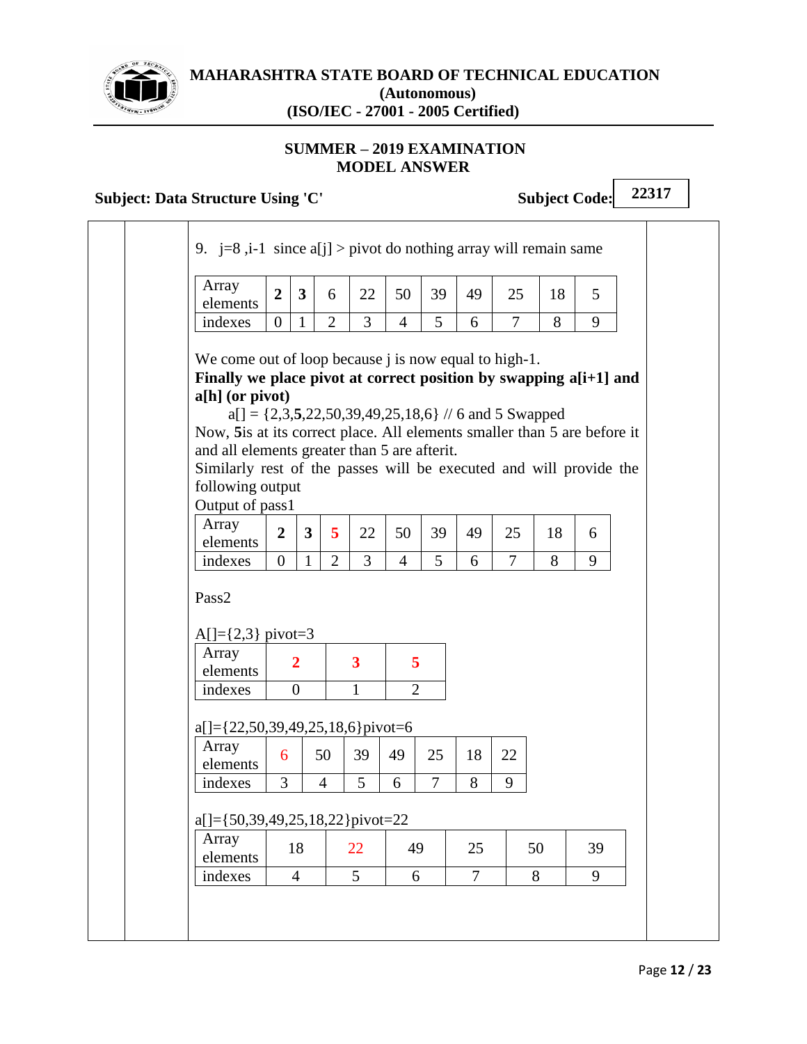9. j=8 ,i-1 since a[j] > pivot do nothing array will remain same

| Array elements | **2** | **3** | 6 | 22 | 50 | 39 | 49 | 25 | 18 | 5 |
|---|---|---|---|---|---|---|---|---|---|---|
| indexes | 0 | 1 | 2 | 3 | 4 | 5 | 6 | 7 | 8 | 9 |

We come out of loop because j is now equal to high-1.

**Finally we place pivot at correct position by swapping a[i+1] and a[h] (or pivot)**

a[] = {2,3,**5**,22,50,39,49,25,18,6} // 6 and 5 Swapped

Now, **5**is at its correct place. All elements smaller than 5 are before it and all elements greater than 5 are afterit.

Similarly rest of the passes will be executed and will provide the following output

Output of pass1

| Array elements | **2** | **3** | **5** | 22 | 50 | 39 | 49 | 25 | 18 | 6 |
|---|---|---|---|---|---|---|---|---|---|---|
| indexes | 0 | 1 | 2 | 3 | 4 | 5 | 6 | 7 | 8 | 9 |

Pass2

A[]={2,3} pivot=3

| Array elements | **2** | **3** | **5** |
|---|---|---|---|
| indexes | 0 | 1 | 2 |

a[]={22,50,39,49,25,18,6}pivot=6

| Array elements | 6 | 50 | 39 | 49 | 25 | 18 | 22 |
|---|---|---|---|---|---|---|---|
| indexes | 3 | 4 | 5 | 6 | 7 | 8 | 9 |

a[]={50,39,49,25,18,22}pivot=22

| Array elements | 18 | 22 | 49 | 25 | 50 | 39 |
|---|---|---|---|---|---|---|
| indexes | 4 | 5 | 6 | 7 | 8 | 9 |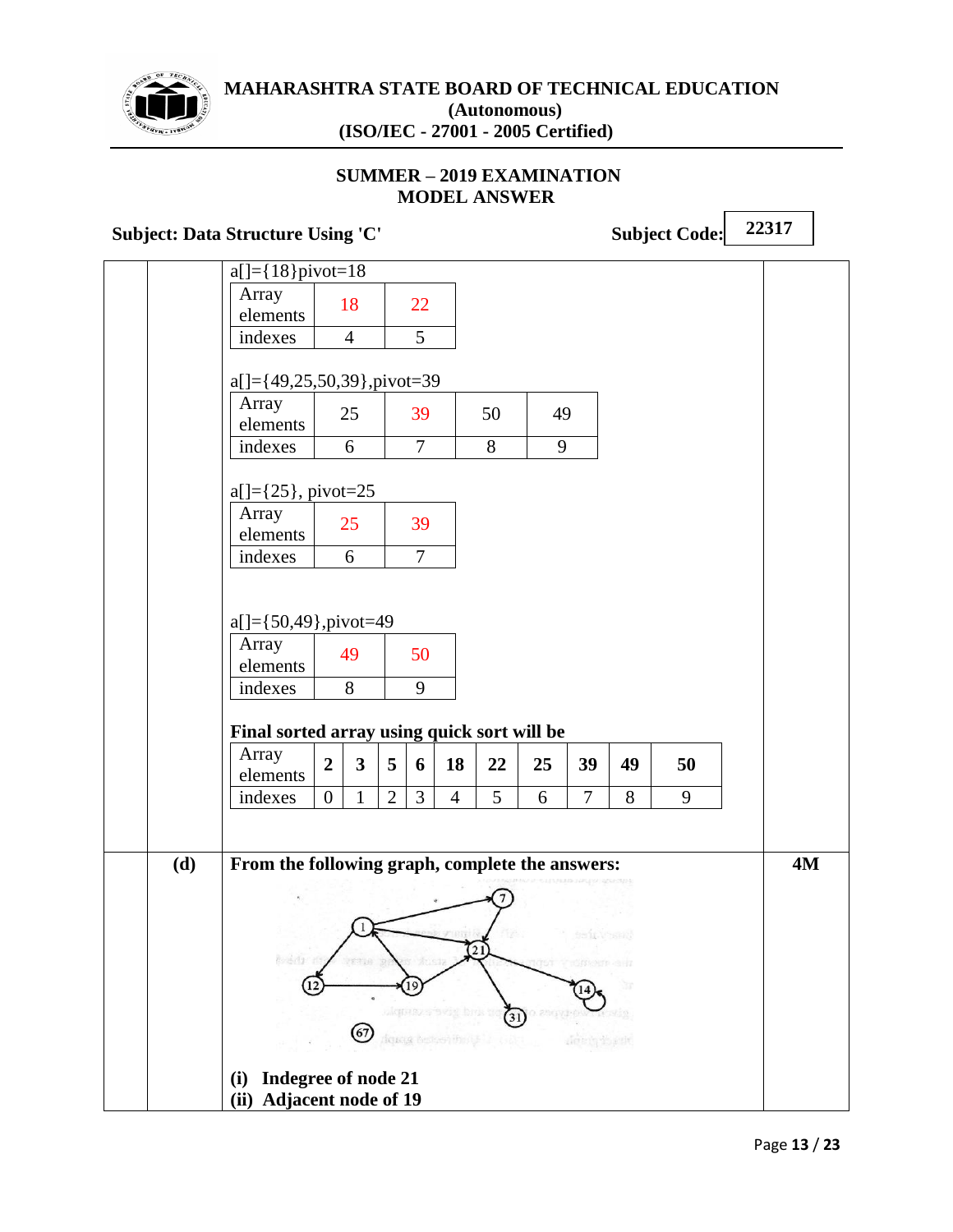a[]={18}pivot=18

| Array elements | 18 | 22 |
|---|---|---|
| indexes | 4 | 5 |

a[]={49,25,50,39},pivot=39

| Array elements | 25 | 39 | 50 | 49 |
|---|---|---|---|---|
| indexes | 6 | 7 | 8 | 9 |

a[]={25}, pivot=25

| Array elements | 25 | 39 |
|---|---|---|
| indexes | 6 | 7 |

a[]={50,49},pivot=49

| Array elements | 49 | 50 |
|---|---|---|
| indexes | 8 | 9 |

**Final sorted array using quick sort will be**

| Array elements | **2** | **3** | **5** | **6** | **18** | **22** | **25** | **39** | **49** | **50** |
|---|---|---|---|---|---|---|---|---|---|---|
| indexes | 0 | 1 | 2 | 3 | 4 | 5 | 6 | 7 | 8 | 9 |

**(d)** **From the following graph, complete the answers:** **4M**

**(i) Indegree of node 21**
**(ii) Adjacent node of 19**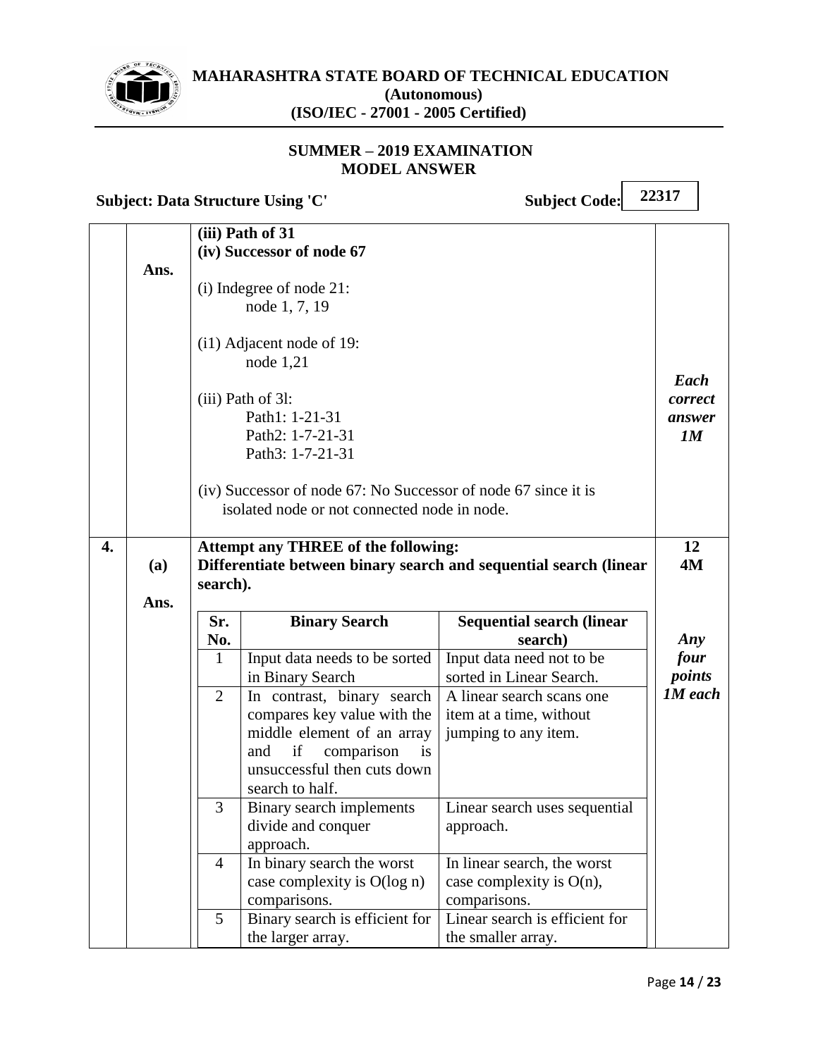**(iii) Path of 31**

**(iv) Successor of node 67**

**Ans.**

(i) Indegree of node 21:
 node 1, 7, 19

(i1) Adjacent node of 19:
 node 1,21

(iii) Path of 3l:
 Path1: 1-21-31
 Path2: 1-7-21-31
 Path3: 1-7-21-31

(iv) Successor of node 67: No Successor of node 67 since it is isolated node or not connected node in node.

*Each correct answer 1M*

**4.** **Attempt any THREE of the following:** **12**

**(a)** **Differentiate between binary search and sequential search (linear search).** **4M**

**Ans.**

| Sr. No. | Binary Search | Sequential search (linear search) |
|---|---|---|
| 1 | Input data needs to be sorted in Binary Search | Input data need not to be sorted in Linear Search. |
| 2 | In contrast, binary search compares key value with the middle element of an array and if comparison is unsuccessful then cuts down search to half. | A linear search scans one item at a time, without jumping to any item. |
| 3 | Binary search implements divide and conquer approach. | Linear search uses sequential approach. |
| 4 | In binary search the worst case complexity is O(log n) comparisons. | In linear search, the worst case complexity is O(n), comparisons. |
| 5 | Binary search is efficient for the larger array. | Linear search is efficient for the smaller array. |

*Any four points 1M each*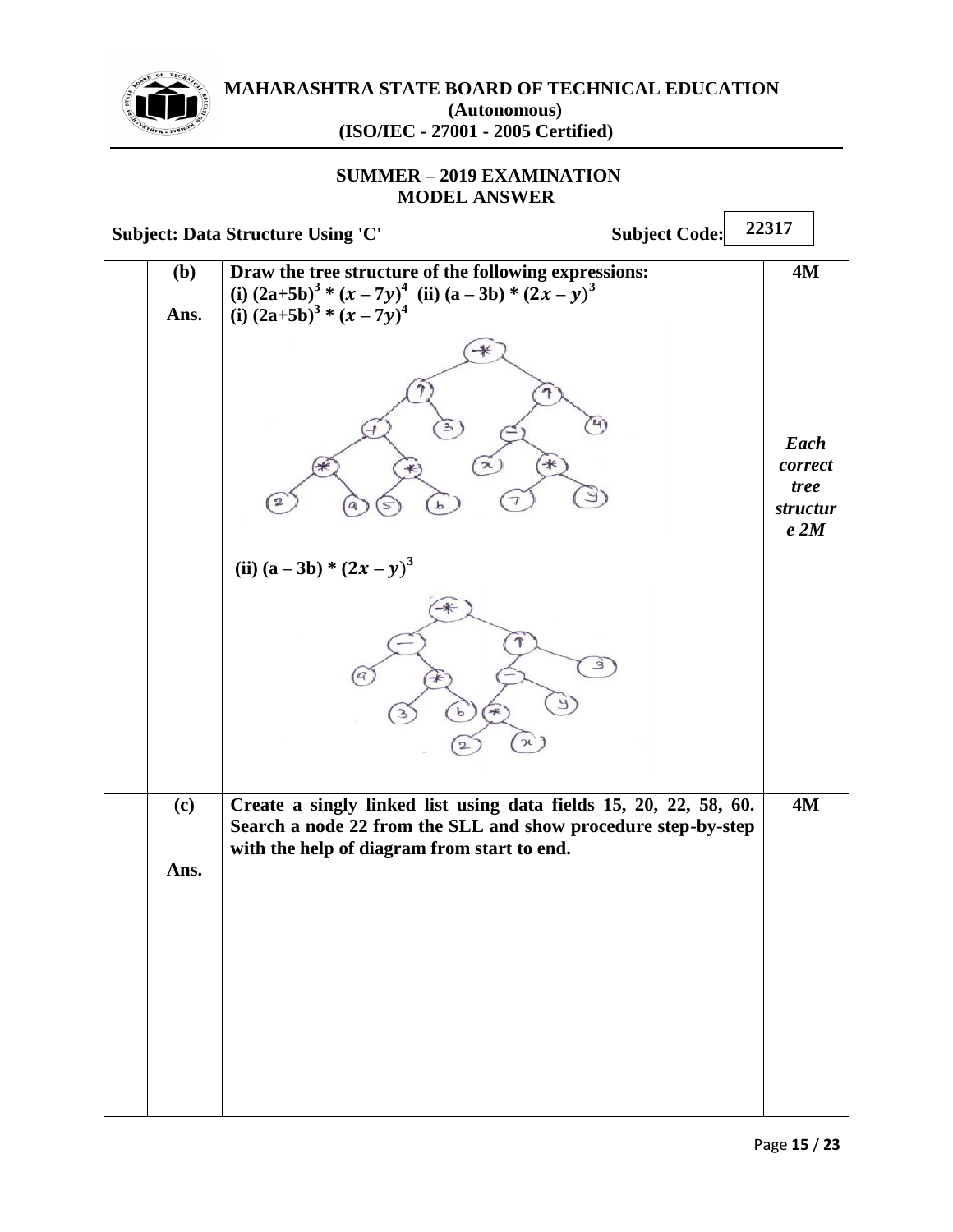| | | | |
|---|---|---|---|
| | **(b)** | **Draw the tree structure of the following expressions:** **(i)** $(2a+5b)^3 * (x-7y)^4$ **(ii)** $(a-3b) * (2x-y)^3$ | **4M** |
| | **Ans.** | **(i)** $(2a+5b)^3 * (x-7y)^4$ <br><br> **(ii)** $(a-3b) * (2x-y)^3$ | ***Each correct tree structure 2M*** |
| | **(c)** <br><br> **Ans.** | **Create a singly linked list using data fields 15, 20, 22, 58, 60. Search a node 22 from the SLL and show procedure step-by-step with the help of diagram from start to end.** | **4M** |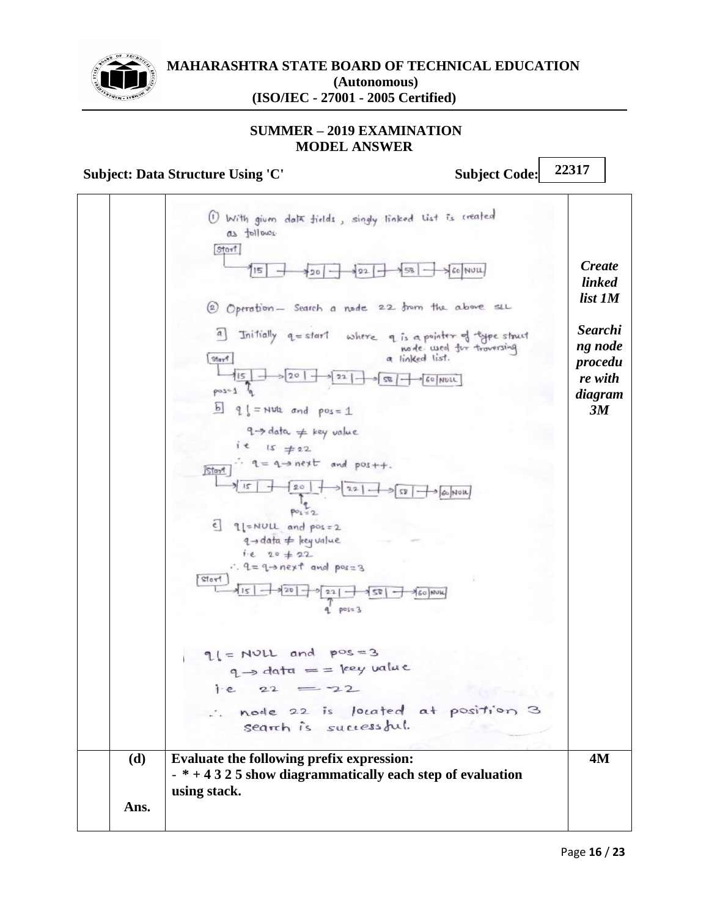| | | | |
|---|---|---|---|
| | | ① With given data fields, singly linked list is created as follows.<br><br>Start → [15 \| ] → [20 \| ] → [22 \| ] → [58 \| ] → [60 \| NULL]<br><br>② Operation – Search a node 22 from the above SLL<br><br>a] Initially q = start where q is a pointer of type struct node used for traversing a linked list.<br><br>Start → [15 \| ] → [20 \| ] → [22 \| ] → [58 \| ] → [60 \| NULL]<br>pos=1 q<br><br>b] q != NULL and pos = 1<br>q → data ≠ key value<br>i.e 15 ≠ 22<br>∴ q = q → next and pos++.<br><br>Start → [15 \| ] → [20 \| ] → [22 \| ] → [58 \| ] → [60 \| NULL]<br>q pos=2<br><br>c] q != NULL and pos = 2<br>q → data ≠ key value<br>i.e 20 ≠ 22<br>∴ q = q → next and pos = 3<br><br>Start → [15 \| ] → [20 \| ] → [22 \| ] → [58 \| ] → [60 \| NULL]<br>q pos=3<br><br>q != NULL and pos = 3<br>q → data == key value<br>i.e 22 == 22<br>∴ node 22 is located at position 3<br>search is successful. | *Create linked list 1M*<br><br>*Searching node procedure with diagram 3M* |
| | **(d)**<br><br>**Ans.** | **Evaluate the following prefix expression:**<br>**- * + 4 3 2 5 show diagrammatically each step of evaluation using stack.** | **4M** |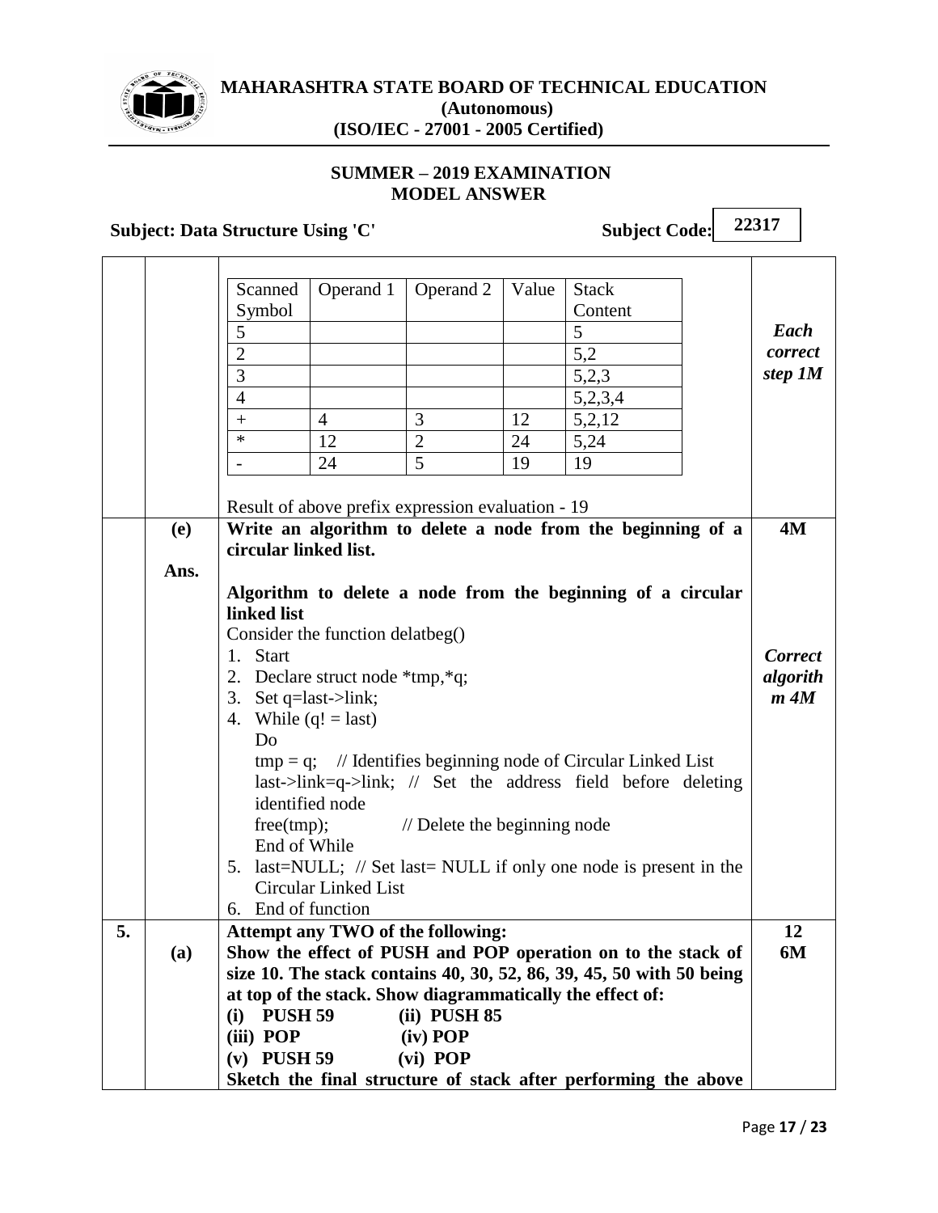| Scanned Symbol | Operand 1 | Operand 2 | Value | Stack Content |
|---|---|---|---|---|
| 5 | | | | 5 |
| 2 | | | | 5,2 |
| 3 | | | | 5,2,3 |
| 4 | | | | 5,2,3,4 |
| + | 4 | 3 | 12 | 5,2,12 |
| * | 12 | 2 | 24 | 5,24 |
| - | 24 | 5 | 19 | 19 |

*Each correct step 1M*

Result of above prefix expression evaluation - 19

**(e) Write an algorithm to delete a node from the beginning of a circular linked list.** **4M**

**Ans.**

**Algorithm to delete a node from the beginning of a circular linked list**

Consider the function delatbeg()

1. Start
2. Declare struct node *tmp,*q;
3. Set q=last->link;
4. While (q! = last)

   Do

   tmp = q; // Identifies beginning node of Circular Linked List

   last->link=q->link; // Set the address field before deleting identified node

   free(tmp); // Delete the beginning node

   End of While
5. last=NULL; // Set last= NULL if only one node is present in the Circular Linked List
6. End of function

*Correct algorithm 4M*

**5. Attempt any TWO of the following:** **12**

**(a) Show the effect of PUSH and POP operation on to the stack of size 10. The stack contains 40, 30, 52, 86, 39, 45, 50 with 50 being at top of the stack. Show diagrammatically the effect of:** **6M**

**(i) PUSH 59 (ii) PUSH 85**

**(iii) POP (iv) POP**

**(v) PUSH 59 (vi) POP**

**Sketch the final structure of stack after performing the above**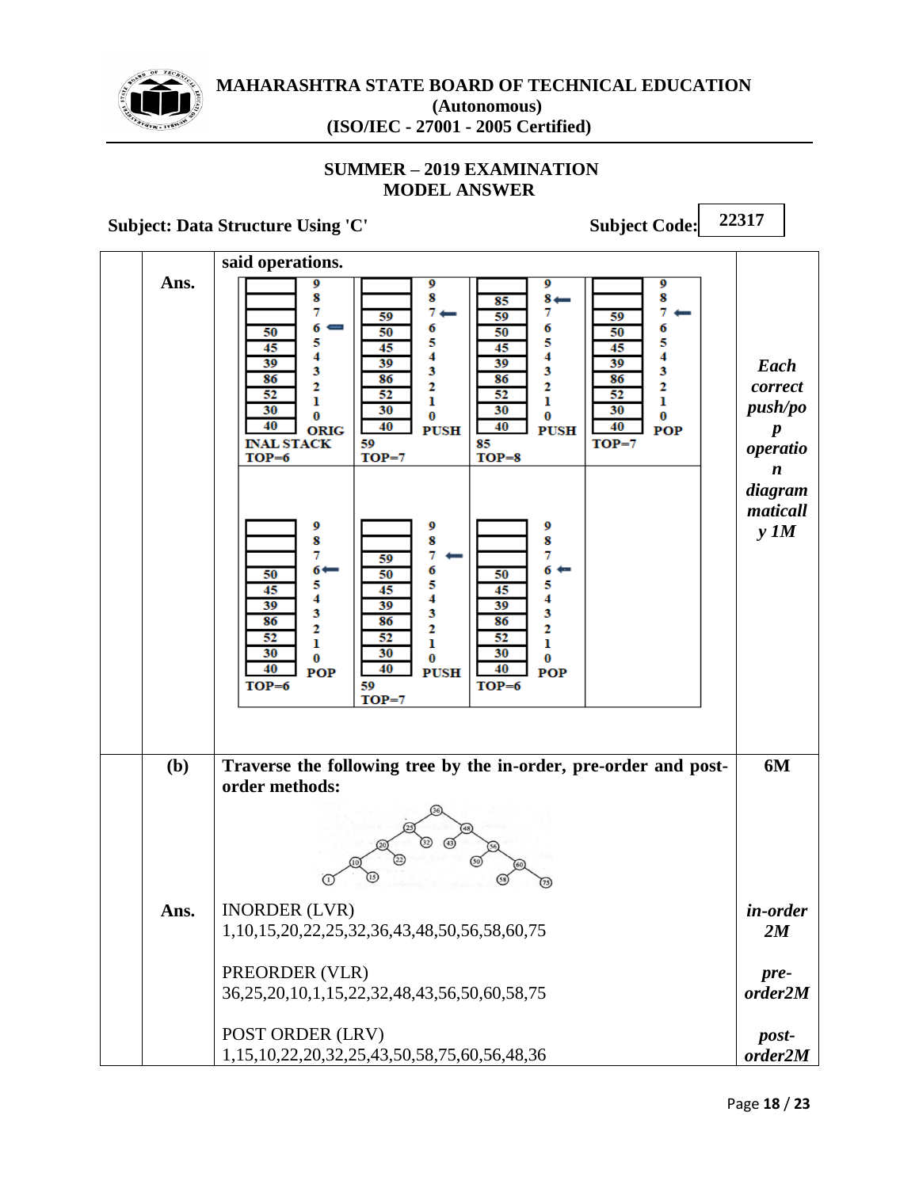# MAHARASHTRA STATE BOARD OF TECHNICAL EDUCATION
**(Autonomous)**
**(ISO/IEC - 27001 - 2005 Certified)**

**SUMMER – 2019 EXAMINATION**
**MODEL ANSWER**

**Subject: Data Structure Using 'C'** **Subject Code: 22317**

| | | | |
|---|---|---|---|
| | | **said operations.** | |
| | **Ans.** | **ORIGINAL STACK** TOP=6: 0:40, 1:30, 2:52, 3:86, 4:39, 5:45, 6:50 ← <br><br> **PUSH 59** TOP=7: 0:40, 1:30, 2:52, 3:86, 4:39, 5:45, 6:50, 7:59 ← <br><br> **PUSH 85** TOP=8: 0:40, 1:30, 2:52, 3:86, 4:39, 5:45, 6:50, 7:59, 8:85 ← <br><br> **POP** TOP=7: 0:40, 1:30, 2:52, 3:86, 4:39, 5:45, 6:50, 7:59 ← <br><br> **POP** TOP=6: 0:40, 1:30, 2:52, 3:86, 4:39, 5:45, 6:50 ← <br><br> **PUSH 59** TOP=7: 0:40, 1:30, 2:52, 3:86, 4:39, 5:45, 6:50, 7:59 ← <br><br> **POP** TOP=6: 0:40, 1:30, 2:52, 3:86, 4:39, 5:45, 6:50 ← | *Each correct push/pop operation diagrammatically 1M* |
| | **(b)** | **Traverse the following tree by the in-order, pre-order and post-order methods:** | **6M** |
| | **Ans.** | INORDER (LVR)<br>1,10,15,20,22,25,32,36,43,48,50,56,58,60,75<br><br>PREORDER (VLR)<br>36,25,20,10,1,15,22,32,48,43,56,50,60,58,75<br><br>POST ORDER (LRV)<br>1,15,10,22,20,32,25,43,50,58,75,60,56,48,36 | *in-order 2M*<br><br>*pre-order2M*<br><br>*post-order2M* |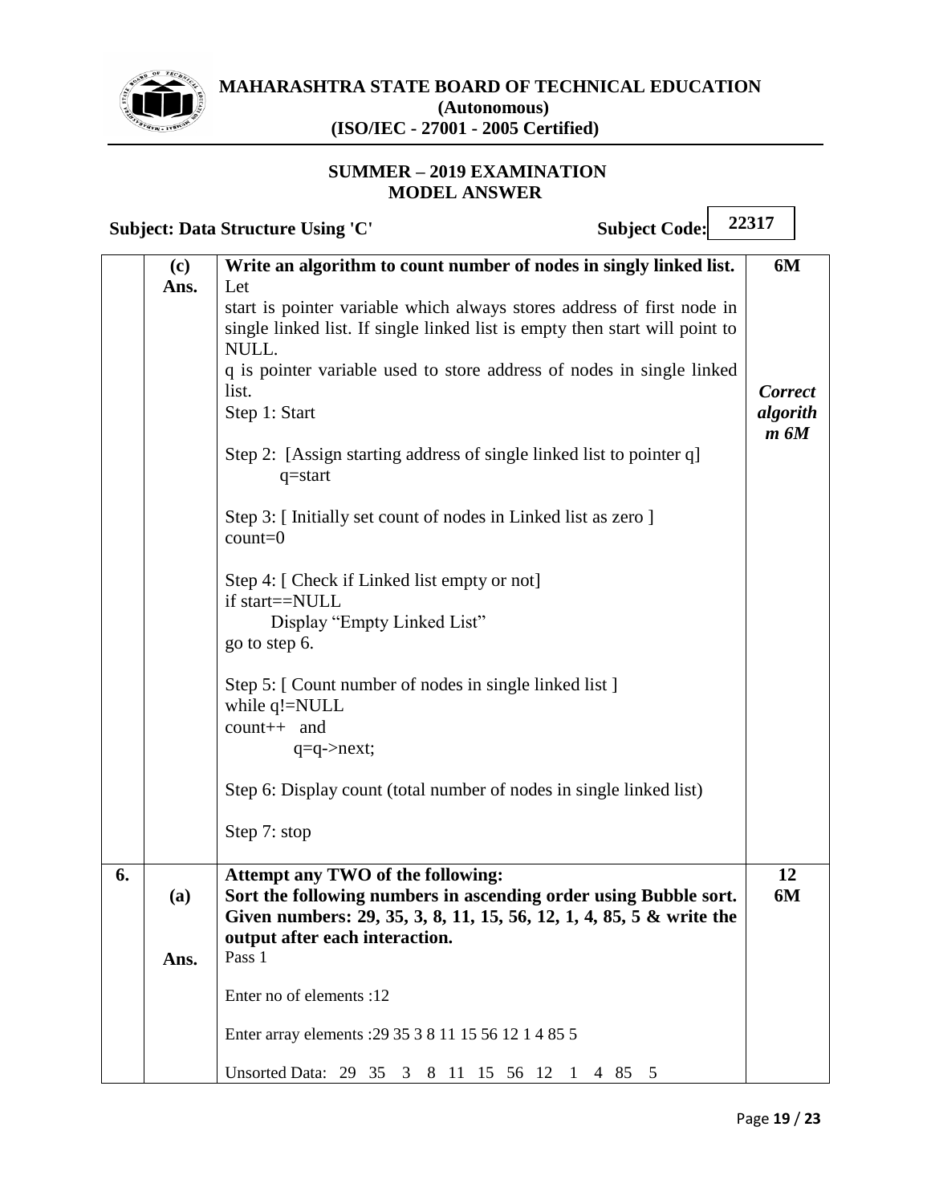**MAHARASHTRA STATE BOARD OF TECHNICAL EDUCATION**
**(Autonomous)**
**(ISO/IEC - 27001 - 2005 Certified)**

**SUMMER – 2019 EXAMINATION**
**MODEL ANSWER**

**Subject: Data Structure Using 'C'** **Subject Code: 22317**

| | | | |
|---|---|---|---|
| | **(c)** | **Write an algorithm to count number of nodes in singly linked list.** | **6M** |
| | **Ans.** | Let<br>start is pointer variable which always stores address of first node in single linked list. If single linked list is empty then start will point to NULL.<br>q is pointer variable used to store address of nodes in single linked list.<br>Step 1: Start<br><br>Step 2: [Assign starting address of single linked list to pointer q]<br>q=start<br><br>Step 3: [ Initially set count of nodes in Linked list as zero ]<br>count=0<br><br>Step 4: [ Check if Linked list empty or not]<br>if start==NULL<br>Display "Empty Linked List"<br>go to step 6.<br><br>Step 5: [ Count number of nodes in single linked list ]<br>while q!=NULL<br>count++ and<br>q=q->next;<br><br>Step 6: Display count (total number of nodes in single linked list)<br><br>Step 7: stop | ***Correct algorithm 6M*** |
| **6.** | | **Attempt any TWO of the following:** | **12** |
| | **(a)** | **Sort the following numbers in ascending order using Bubble sort. Given numbers: 29, 35, 3, 8, 11, 15, 56, 12, 1, 4, 85, 5 & write the output after each interaction.** | **6M** |
| | **Ans.** | Pass 1<br><br>Enter no of elements :12<br><br>Enter array elements :29 35 3 8 11 15 56 12 1 4 85 5<br><br>Unsorted Data: 29 35 3 8 11 15 56 12 1 4 85 5 | |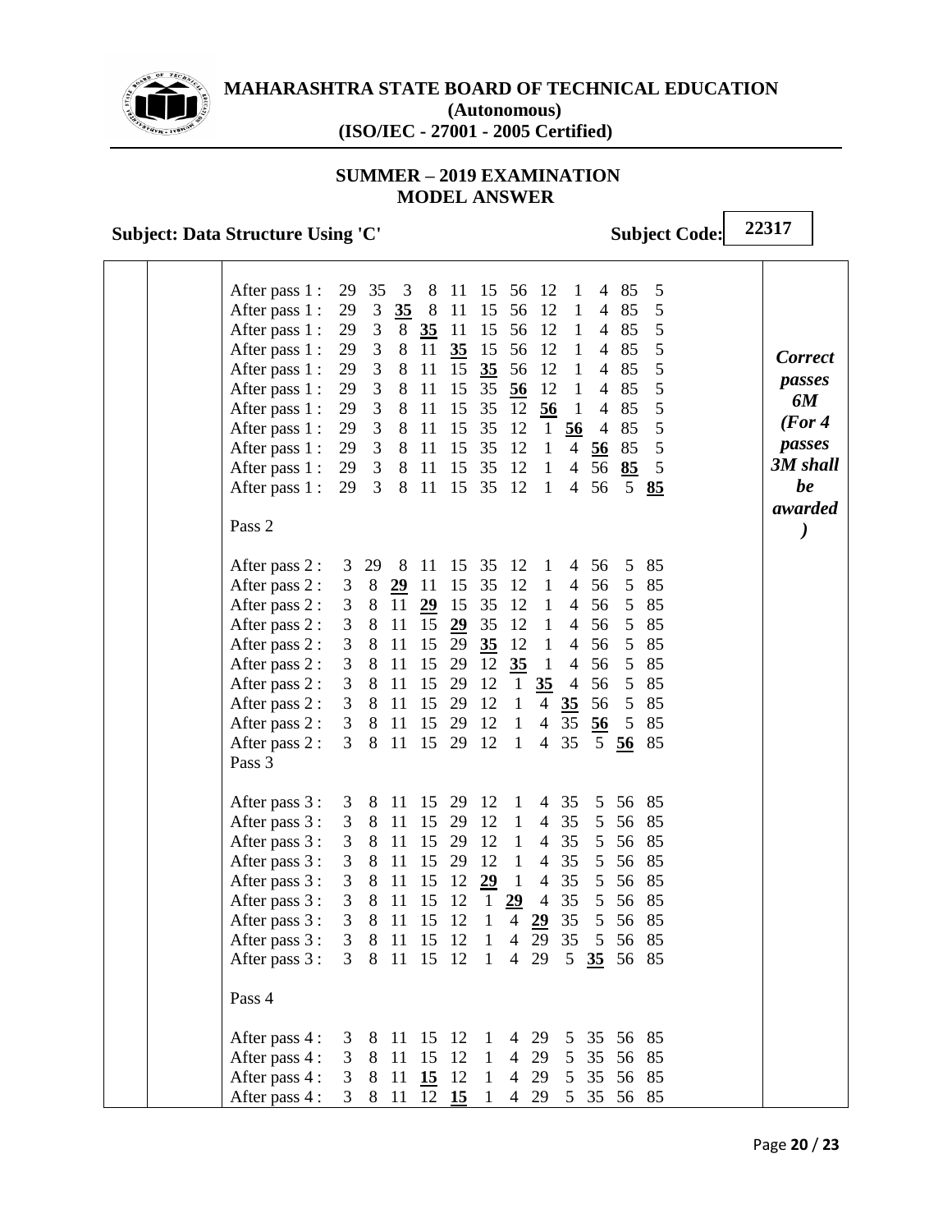**MAHARASHTRA STATE BOARD OF TECHNICAL EDUCATION**
**(Autonomous)**
**(ISO/IEC - 27001 - 2005 Certified)**

**SUMMER – 2019 EXAMINATION**
**MODEL ANSWER**

**Subject: Data Structure Using 'C'** **Subject Code: 22317**

After pass 1 : 29 35 3 8 11 15 56 12 1 4 85 5
After pass 1 : 29 3 **35** 8 11 15 56 12 1 4 85 5
After pass 1 : 29 3 8 **35** 11 15 56 12 1 4 85 5
After pass 1 : 29 3 8 11 **35** 15 56 12 1 4 85 5
After pass 1 : 29 3 8 11 15 **35** 56 12 1 4 85 5
After pass 1 : 29 3 8 11 15 35 **56** 12 1 4 85 5
After pass 1 : 29 3 8 11 15 35 12 **56** 1 4 85 5
After pass 1 : 29 3 8 11 15 35 12 1 **56** 4 85 5
After pass 1 : 29 3 8 11 15 35 12 1 4 **56** 85 5
After pass 1 : 29 3 8 11 15 35 12 1 4 56 **85** 5
After pass 1 : 29 3 8 11 15 35 12 1 4 56 5 **85**

*Correct passes 6M (For 4 passes 3M shall be awarded )*

Pass 2

After pass 2 : 3 29 8 11 15 35 12 1 4 56 5 85
After pass 2 : 3 8 **29** 11 15 35 12 1 4 56 5 85
After pass 2 : 3 8 11 **29** 15 35 12 1 4 56 5 85
After pass 2 : 3 8 11 15 **29** 35 12 1 4 56 5 85
After pass 2 : 3 8 11 15 29 **35** 12 1 4 56 5 85
After pass 2 : 3 8 11 15 29 12 **35** 1 4 56 5 85
After pass 2 : 3 8 11 15 29 12 1 **35** 4 56 5 85
After pass 2 : 3 8 11 15 29 12 1 4 **35** 56 5 85
After pass 2 : 3 8 11 15 29 12 1 4 35 **56** 5 85
After pass 2 : 3 8 11 15 29 12 1 4 35 5 **56** 85

Pass 3

After pass 3 : 3 8 11 15 29 12 1 4 35 5 56 85
After pass 3 : 3 8 11 15 29 12 1 4 35 5 56 85
After pass 3 : 3 8 11 15 29 12 1 4 35 5 56 85
After pass 3 : 3 8 11 15 29 12 1 4 35 5 56 85
After pass 3 : 3 8 11 15 12 **29** 1 4 35 5 56 85
After pass 3 : 3 8 11 15 12 1 **29** 4 35 5 56 85
After pass 3 : 3 8 11 15 12 1 4 **29** 35 5 56 85
After pass 3 : 3 8 11 15 12 1 4 29 35 5 56 85
After pass 3 : 3 8 11 15 12 1 4 29 5 **35** 56 85

Pass 4

After pass 4 : 3 8 11 15 12 1 4 29 5 35 56 85
After pass 4 : 3 8 11 15 12 1 4 29 5 35 56 85
After pass 4 : 3 8 11 **15** 12 1 4 29 5 35 56 85
After pass 4 : 3 8 11 12 **15** 1 4 29 5 35 56 85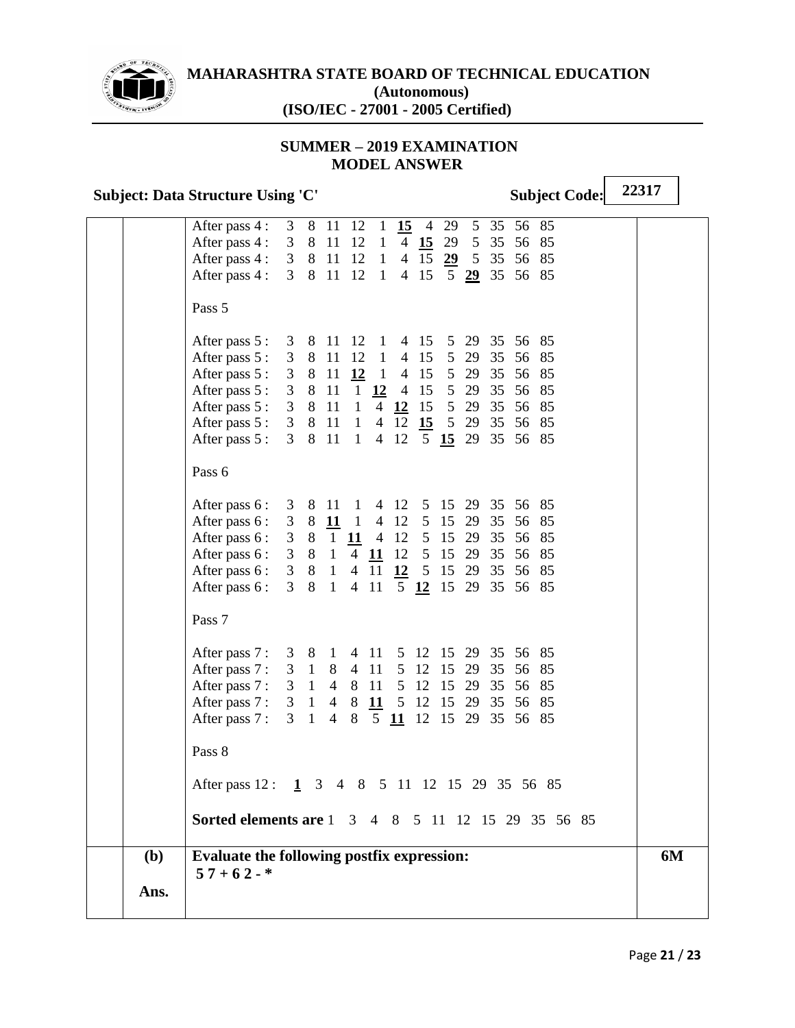After pass 4 : 3 8 11 12 1 **<u>15</u>** 4 29 5 35 56 85
After pass 4 : 3 8 11 12 1 4 **<u>15</u>** 29 5 35 56 85
After pass 4 : 3 8 11 12 1 4 15 **<u>29</u>** 5 35 56 85
After pass 4 : 3 8 11 12 1 4 15 5 **<u>29</u>** 35 56 85

Pass 5

After pass 5 : 3 8 11 12 1 4 15 5 29 35 56 85
After pass 5 : 3 8 11 12 1 4 15 5 29 35 56 85
After pass 5 : 3 8 11 **<u>12</u>** 1 4 15 5 29 35 56 85
After pass 5 : 3 8 11 1 **<u>12</u>** 4 15 5 29 35 56 85
After pass 5 : 3 8 11 1 4 **<u>12</u>** 15 5 29 35 56 85
After pass 5 : 3 8 11 1 4 12 **<u>15</u>** 5 29 35 56 85
After pass 5 : 3 8 11 1 4 12 5 **<u>15</u>** 29 35 56 85

Pass 6

After pass 6 : 3 8 11 1 4 12 5 15 29 35 56 85
After pass 6 : 3 8 **<u>11</u>** 1 4 12 5 15 29 35 56 85
After pass 6 : 3 8 1 **<u>11</u>** 4 12 5 15 29 35 56 85
After pass 6 : 3 8 1 4 **<u>11</u>** 12 5 15 29 35 56 85
After pass 6 : 3 8 1 4 11 **<u>12</u>** 5 15 29 35 56 85
After pass 6 : 3 8 1 4 11 5 **<u>12</u>** 15 29 35 56 85

Pass 7

After pass 7 : 3 8 1 4 11 5 12 15 29 35 56 85
After pass 7 : 3 1 8 4 11 5 12 15 29 35 56 85
After pass 7 : 3 1 4 8 11 5 12 15 29 35 56 85
After pass 7 : 3 1 4 8 **<u>11</u>** 5 12 15 29 35 56 85
After pass 7 : 3 1 4 8 5 **<u>11</u>** 12 15 29 35 56 85

Pass 8

After pass 12 : **<u>1</u>** 3 4 8 5 11 12 15 29 35 56 85

**Sorted elements are** 1 3 4 8 5 11 12 15 29 35 56 85

| | | | |
|---|---|---|---|
| | **(b)** | **Evaluate the following postfix expression:** <br> **5 7 + 6 2 - *** | **6M** |
| | **Ans.** | | |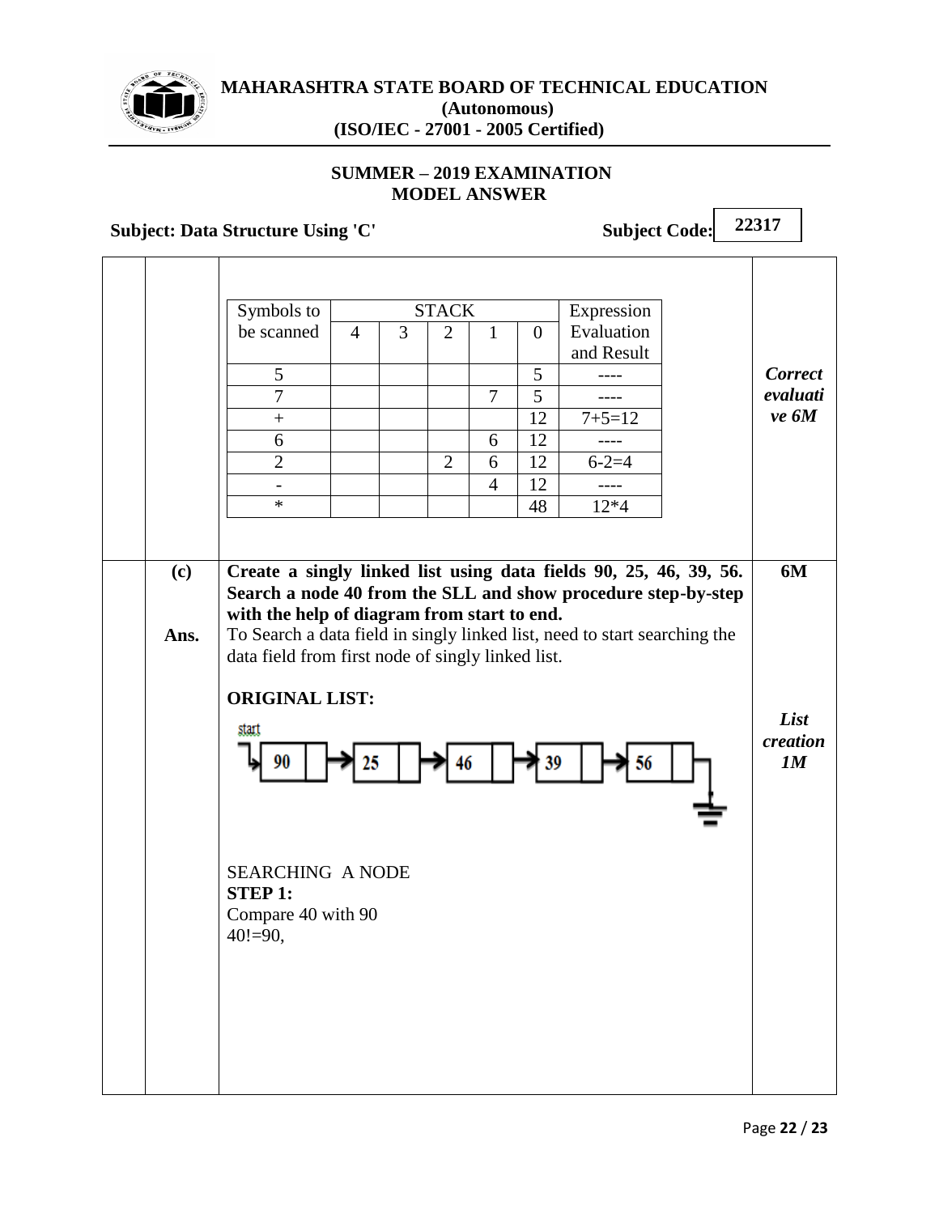| Symbols to be scanned | STACK | | | | | Expression Evaluation and Result |
|---|---|---|---|---|---|---|
| | 4 | 3 | 2 | 1 | 0 | |
| 5 | | | | | 5 | ---- |
| 7 | | | | 7 | 5 | ---- |
| + | | | | | 12 | 7+5=12 |
| 6 | | | | 6 | 12 | ---- |
| 2 | | | 2 | 6 | 12 | 6-2=4 |
| - | | | | 4 | 12 | ---- |
| * | | | | | 48 | 12*4 |

*Correct evaluative 6M*

**(c)** **Create a singly linked list using data fields 90, 25, 46, 39, 56. Search a node 40 from the SLL and show procedure step-by-step with the help of diagram from start to end.** **6M**

**Ans.** To Search a data field in singly linked list, need to start searching the data field from first node of singly linked list.

**ORIGINAL LIST:**

start → 90 → 25 → 46 → 39 → 56 → NULL

*List creation 1M*

SEARCHING A NODE

**STEP 1:**

Compare 40 with 90

40!=90,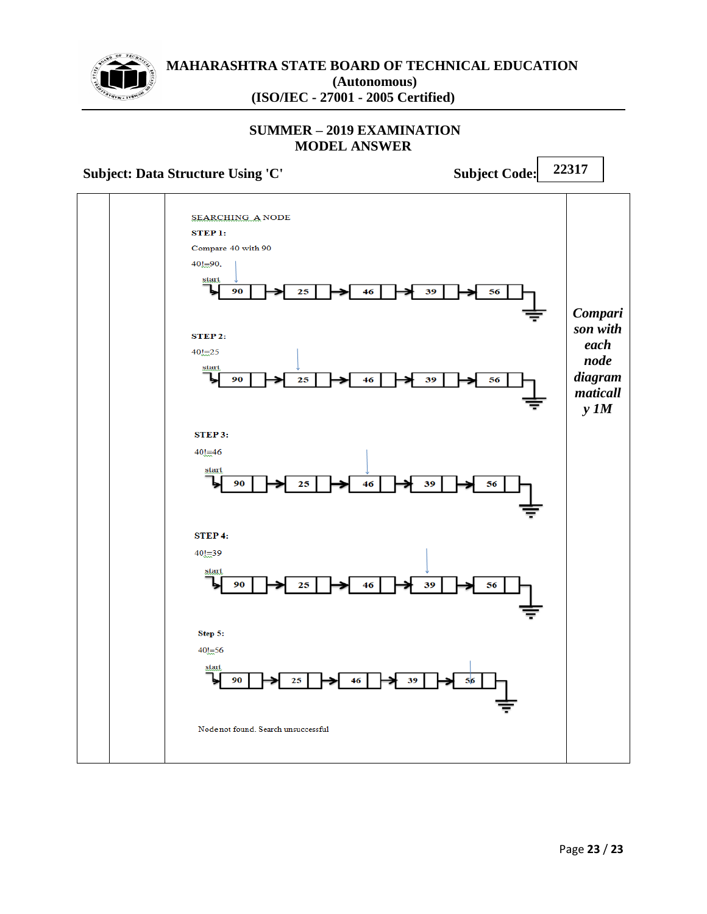**Subject: Data Structure Using 'C'** **Subject Code: 22317**

| | | | |
|---|---|---|---|
| | | SEARCHING A NODE<br><br>**STEP 1:**<br>Compare 40 with 90<br>40!=90.<br>start → 90 → 25 → 46 → 39 → 56 → NULL<br><br>**STEP 2:**<br>40!=25<br>start → 90 → 25 → 46 → 39 → 56 → NULL<br><br>**STEP 3:**<br>40!=46<br>start → 90 → 25 → 46 → 39 → 56 → NULL<br><br>**STEP 4:**<br>40!=39<br>start → 90 → 25 → 46 → 39 → 56 → NULL<br><br>**Step 5:**<br>40!=56<br>start → 90 → 25 → 46 → 39 → 56 → NULL<br><br>Node not found. Search unsuccessful | ***Comparison with each node diagrammatically 1M*** |